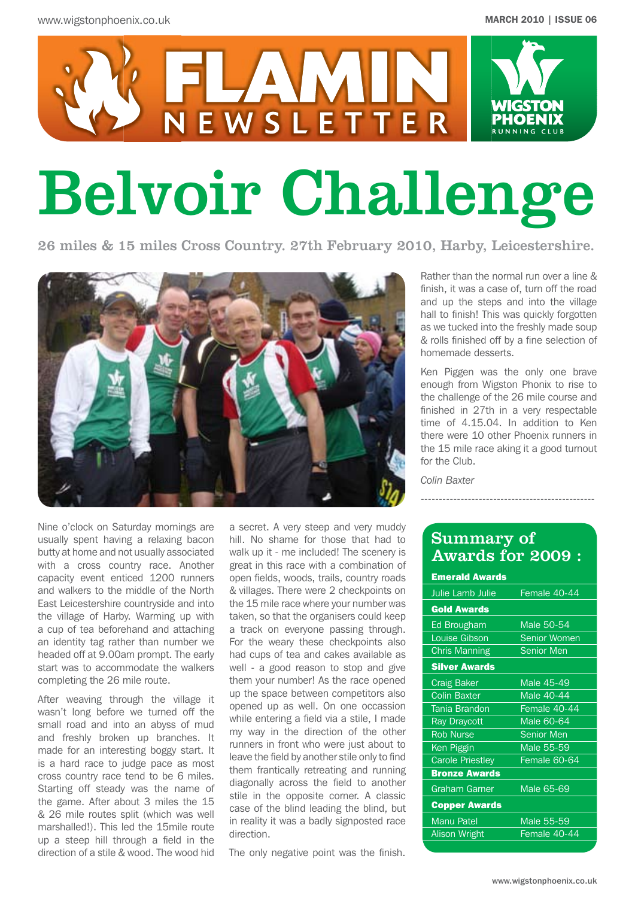# Belvoir Challenge

26 miles & 15 miles Cross Country. 27th February 2010, Harby, Leicestershire.

Nine o'clock on Saturday mornings are usually spent having a relaxing bacon butty at home and not usually associated with a cross country race. Another capacity event enticed 1200 runners and walkers to the middle of the North East Leicestershire countryside and into the village of Harby. Warming up with a cup of tea beforehand and attaching an identity tag rather than number we headed off at 9.00am prompt. The early start was to accommodate the walkers completing the 26 mile route.

After weaving through the village it wasn't long before we turned off the small road and into an abyss of mud and freshly broken up branches. It made for an interesting boggy start. It is a hard race to judge pace as most cross country race tend to be 6 miles. Starting off steady was the name of the game. After about 3 miles the 15 & 26 mile routes split (which was well marshalled!). This led the 15mile route up a steep hill through a field in the direction of a stile & wood. The wood hid a secret. A very steep and very muddy hill. No shame for those that had to walk up it - me included! The scenery is great in this race with a combination of open fields, woods, trails, country roads & villages. There were 2 checkpoints on the 15 mile race where your number was taken, so that the organisers could keep a track on everyone passing through. For the weary these checkpoints also had cups of tea and cakes available as well - a good reason to stop and give them your number! As the race opened up the space between competitors also opened up as well. On one occassion while entering a field via a stile, I made my way in the direction of the other runners in front who were just about to leave the field by another stile only to find them frantically retreating and running diagonally across the field to another stile in the opposite corner. A classic case of the blind leading the blind, but in reality it was a badly signposted race direction.

The only negative point was the finish. Rather than the normal run over a line & finish, it was a case of, turn off the road and up the steps and into the village hall to finish! This was quickly forgotten as we tucked into the freshly made soup & rolls finished off by a fine selection of homemade desserts.

Ken Piggen was the only one brave enough from Wigston Phonix to rise to the challenge of the 26 mile course and finished in 27th in a very respectable time of 4.15.04. In addition to Ken there were 10 other Phoenix runners in the 15 mile race aking it a good turnout for the Club.

*Colin Baxter*

## Summary of Awards for 2009 :

| **Emerald Awards** | |
|---|---|
| Julie Lamb Julie | Female 40-44 |
| **Gold Awards** | |
| Ed Brougham | Male 50-54 |
| Louise Gibson | Senior Women |
| Chris Manning | Senior Men |
| **Silver Awards** | |
| Craig Baker | Male 45-49 |
| Colin Baxter | Male 40-44 |
| Tania Brandon | Female 40-44 |
| Ray Draycott | Male 60-64 |
| Rob Nurse | Senior Men |
| Ken Piggin | Male 55-59 |
| Carole Priestley | Female 60-64 |
| **Bronze Awards** | |
| Graham Garner | Male 65-69 |
| **Copper Awards** | |
| Manu Patel | Male 55-59 |
| Alison Wright | Female 40-44 |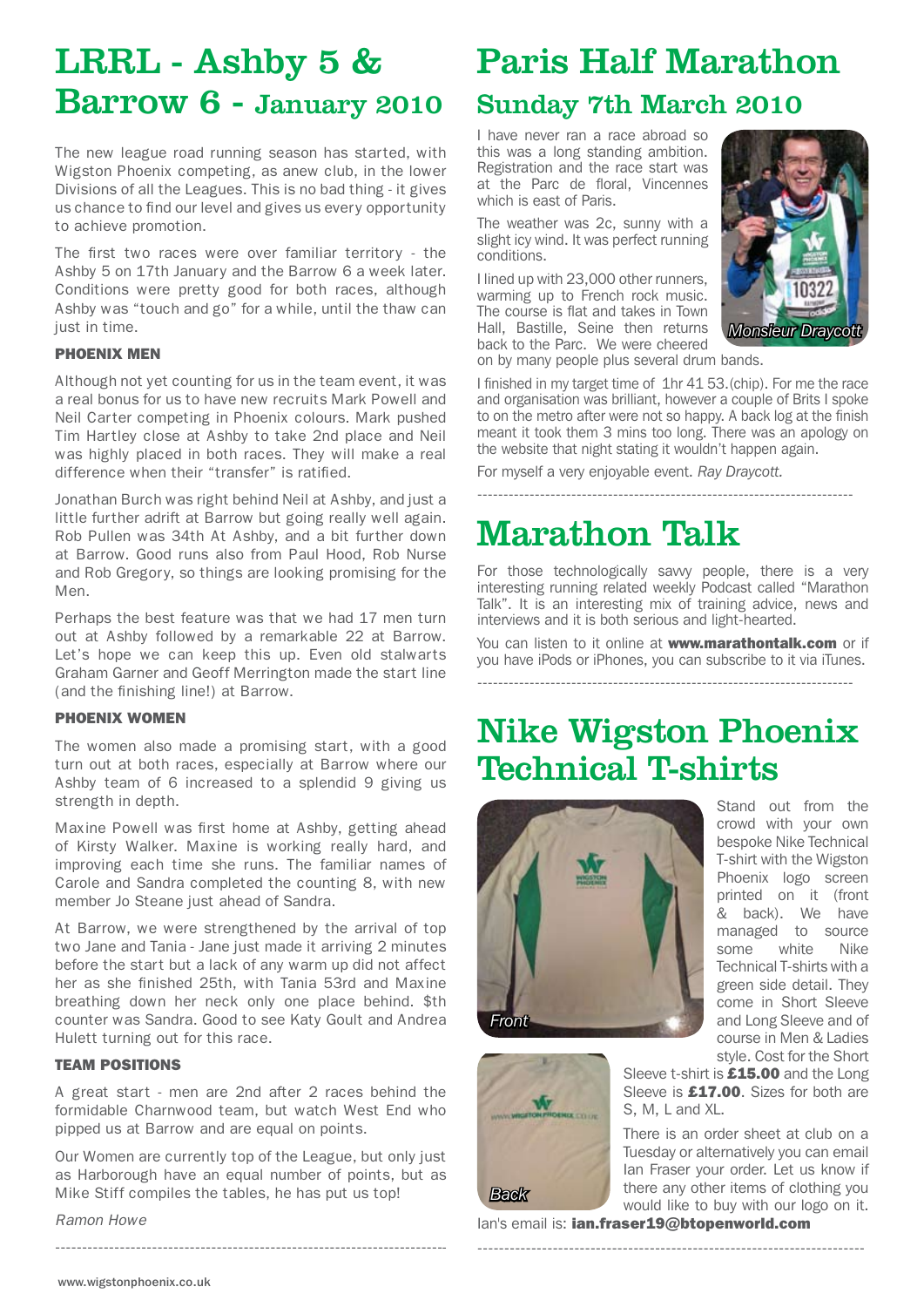# LRRL - Ashby 5 & Barrow 6 - January 2010

The new league road running season has started, with Wigston Phoenix competing, as anew club, in the lower Divisions of all the Leagues. This is no bad thing - it gives us chance to find our level and gives us every opportunity to achieve promotion.

The first two races were over familiar territory - the Ashby 5 on 17th January and the Barrow 6 a week later. Conditions were pretty good for both races, although Ashby was "touch and go" for a while, until the thaw can just in time.

### PHOENIX MEN

Although not yet counting for us in the team event, it was a real bonus for us to have new recruits Mark Powell and Neil Carter competing in Phoenix colours. Mark pushed Tim Hartley close at Ashby to take 2nd place and Neil was highly placed in both races. They will make a real difference when their "transfer" is ratified.

Jonathan Burch was right behind Neil at Ashby, and just a little further adrift at Barrow but going really well again. Rob Pullen was 34th At Ashby, and a bit further down at Barrow. Good runs also from Paul Hood, Rob Nurse and Rob Gregory, so things are looking promising for the Men.

Perhaps the best feature was that we had 17 men turn out at Ashby followed by a remarkable 22 at Barrow. Let's hope we can keep this up. Even old stalwarts Graham Garner and Geoff Merrington made the start line (and the finishing line!) at Barrow.

### PHOENIX WOMEN

The women also made a promising start, with a good turn out at both races, especially at Barrow where our Ashby team of 6 increased to a splendid 9 giving us strength in depth.

Maxine Powell was first home at Ashby, getting ahead of Kirsty Walker. Maxine is working really hard, and improving each time she runs. The familiar names of Carole and Sandra completed the counting 8, with new member Jo Steane just ahead of Sandra.

At Barrow, we were strengthened by the arrival of top two Jane and Tania - Jane just made it arriving 2 minutes before the start but a lack of any warm up did not affect her as she finished 25th, with Tania 53rd and Maxine breathing down her neck only one place behind. $th counter was Sandra. Good to see Katy Goult and Andrea Hulett turning out for this race.

### TEAM POSITIONS

A great start - men are 2nd after 2 races behind the formidable Charnwood team, but watch West End who pipped us at Barrow and are equal on points.

Our Women are currently top of the League, but only just as Harborough have an equal number of points, but as Mike Stiff compiles the tables, he has put us top!

*Ramon Howe*

---

# Paris Half Marathon

## Sunday 7th March 2010

I have never ran a race abroad so this was a long standing ambition. Registration and the race start was at the Parc de floral, Vincennes which is east of Paris.

The weather was 2c, sunny with a slight icy wind. It was perfect running conditions.

I lined up with 23,000 other runners, warming up to French rock music. The course is flat and takes in Town Hall, Bastille, Seine then returns back to the Parc. We were cheered on by many people plus several drum bands.

*Monsieur Draycott*

I finished in my target time of 1hr 41 53.(chip). For me the race and organisation was brilliant, however a couple of Brits I spoke to on the metro after were not so happy. A back log at the finish meant it took them 3 mins too long. There was an apology on the website that night stating it wouldn't happen again.

For myself a very enjoyable event. *Ray Draycott.*

---

# Marathon Talk

For those technologically savvy people, there is a very interesting running related weekly Podcast called "Marathon Talk". It is an interesting mix of training advice, news and interviews and it is both serious and light-hearted.

You can listen to it online at **www.marathontalk.com** or if you have iPods or iPhones, you can subscribe to it via iTunes.

---

# Nike Wigston Phoenix Technical T-shirts

*Front*

*Back*

Stand out from the crowd with your own bespoke Nike Technical T-shirt with the Wigston Phoenix logo screen printed on it (front & back). We have managed to source some white Nike Technical T-shirts with a green side detail. They come in Short Sleeve and Long Sleeve and of course in Men & Ladies style. Cost for the Short Sleeve t-shirt is **£15.00** and the Long Sleeve is **£17.00**. Sizes for both are S, M, L and XL.

There is an order sheet at club on a Tuesday or alternatively you can email Ian Fraser your order. Let us know if there any other items of clothing you would like to buy with our logo on it.

Ian's email is: **ian.fraser19@btopenworld.com**

---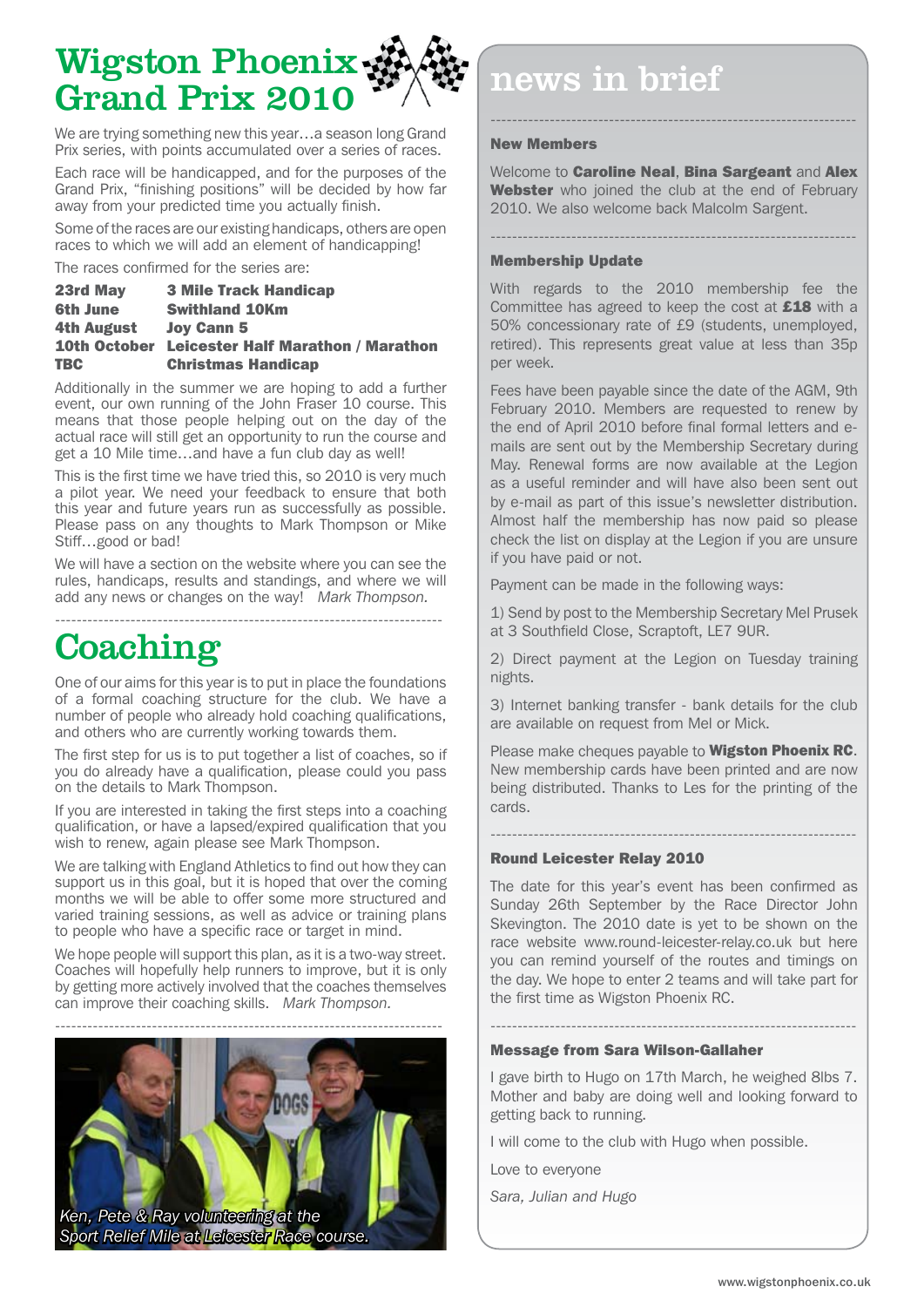# Wigston Phoenix Grand Prix 2010

We are trying something new this year…a season long Grand Prix series, with points accumulated over a series of races.

Each race will be handicapped, and for the purposes of the Grand Prix, "finishing positions" will be decided by how far away from your predicted time you actually finish.

Some of the races are our existing handicaps, others are open races to which we will add an element of handicapping!

The races confirmed for the series are:

| | |
|---|---|
| **23rd May** | **3 Mile Track Handicap** |
| **6th June** | **Swithland 10Km** |
| **4th August** | **Joy Cann 5** |
| **10th October** | **Leicester Half Marathon / Marathon** |
| **TBC** | **Christmas Handicap** |

Additionally in the summer we are hoping to add a further event, our own running of the John Fraser 10 course. This means that those people helping out on the day of the actual race will still get an opportunity to run the course and get a 10 Mile time…and have a fun club day as well!

This is the first time we have tried this, so 2010 is very much a pilot year. We need your feedback to ensure that both this year and future years run as successfully as possible. Please pass on any thoughts to Mark Thompson or Mike Stiff…good or bad!

We will have a section on the website where you can see the rules, handicaps, results and standings, and where we will add any news or changes on the way! *Mark Thompson.*

# Coaching

One of our aims for this year is to put in place the foundations of a formal coaching structure for the club. We have a number of people who already hold coaching qualifications, and others who are currently working towards them.

The first step for us is to put together a list of coaches, so if you do already have a qualification, please could you pass on the details to Mark Thompson.

If you are interested in taking the first steps into a coaching qualification, or have a lapsed/expired qualification that you wish to renew, again please see Mark Thompson.

We are talking with England Athletics to find out how they can support us in this goal, but it is hoped that over the coming months we will be able to offer some more structured and varied training sessions, as well as advice or training plans to people who have a specific race or target in mind.

We hope people will support this plan, as it is a two-way street. Coaches will hopefully help runners to improve, but it is only by getting more actively involved that the coaches themselves can improve their coaching skills. *Mark Thompson.*

*Ken, Pete & Ray volunteering at the Sport Relief Mile at Leicester Race course.*

# news in brief

### New Members

Welcome to **Caroline Neal**, **Bina Sargeant** and **Alex Webster** who joined the club at the end of February 2010. We also welcome back Malcolm Sargent.

### Membership Update

With regards to the 2010 membership fee the Committee has agreed to keep the cost at **£18** with a 50% concessionary rate of £9 (students, unemployed, retired). This represents great value at less than 35p per week.

Fees have been payable since the date of the AGM, 9th February 2010. Members are requested to renew by the end of April 2010 before final formal letters and e-mails are sent out by the Membership Secretary during May. Renewal forms are now available at the Legion as a useful reminder and will have also been sent out by e-mail as part of this issue's newsletter distribution. Almost half the membership has now paid so please check the list on display at the Legion if you are unsure if you have paid or not.

Payment can be made in the following ways:

1) Send by post to the Membership Secretary Mel Prusek at 3 Southfield Close, Scraptoft, LE7 9UR.

2) Direct payment at the Legion on Tuesday training nights.

3) Internet banking transfer - bank details for the club are available on request from Mel or Mick.

Please make cheques payable to **Wigston Phoenix RC**. New membership cards have been printed and are now being distributed. Thanks to Les for the printing of the cards.

### Round Leicester Relay 2010

The date for this year's event has been confirmed as Sunday 26th September by the Race Director John Skevington. The 2010 date is yet to be shown on the race website www.round-leicester-relay.co.uk but here you can remind yourself of the routes and timings on the day. We hope to enter 2 teams and will take part for the first time as Wigston Phoenix RC.

### Message from Sara Wilson-Gallaher

I gave birth to Hugo on 17th March, he weighed 8lbs 7. Mother and baby are doing well and looking forward to getting back to running.

I will come to the club with Hugo when possible.

Love to everyone

*Sara, Julian and Hugo*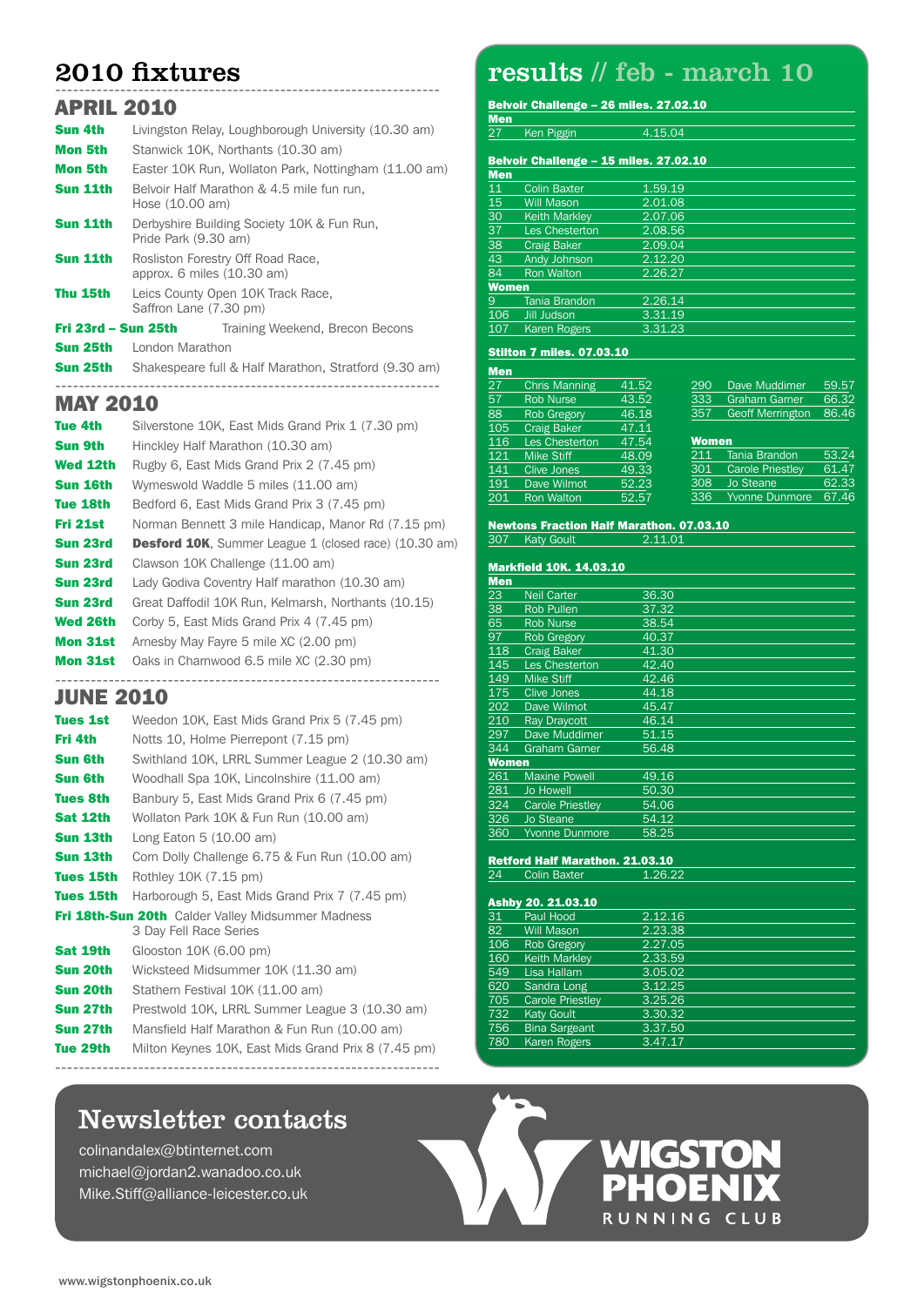# 2010 fixtures

## APRIL 2010

**Sun 4th** Livingston Relay, Loughborough University (10.30 am)

**Mon 5th** Stanwick 10K, Northants (10.30 am)

**Mon 5th** Easter 10K Run, Wollaton Park, Nottingham (11.00 am)

**Sun 11th** Belvoir Half Marathon & 4.5 mile fun run, Hose (10.00 am)

**Sun 11th** Derbyshire Building Society 10K & Fun Run, Pride Park (9.30 am)

**Sun 11th** Rosliston Forestry Off Road Race, approx. 6 miles (10.30 am)

**Thu 15th** Leics County Open 10K Track Race, Saffron Lane (7.30 pm)

**Fri 23rd – Sun 25th** Training Weekend, Brecon Becons

**Sun 25th** London Marathon

**Sun 25th** Shakespeare full & Half Marathon, Stratford (9.30 am)

## MAY 2010

**Tue 4th** Silverstone 10K, East Mids Grand Prix 1 (7.30 pm)

**Sun 9th** Hinckley Half Marathon (10.30 am)

**Wed 12th** Rugby 6, East Mids Grand Prix 2 (7.45 pm)

**Sun 16th** Wymeswold Waddle 5 miles (11.00 am)

**Tue 18th** Bedford 6, East Mids Grand Prix 3 (7.45 pm)

**Fri 21st** Norman Bennett 3 mile Handicap, Manor Rd (7.15 pm)

**Sun 23rd** **Desford 10K**, Summer League 1 (closed race) (10.30 am)

**Sun 23rd** Clawson 10K Challenge (11.00 am)

**Sun 23rd** Lady Godiva Coventry Half marathon (10.30 am)

**Sun 23rd** Great Daffodil 10K Run, Kelmarsh, Northants (10.15)

**Wed 26th** Corby 5, East Mids Grand Prix 4 (7.45 pm)

**Mon 31st** Arnesby May Fayre 5 mile XC (2.00 pm)

**Mon 31st** Oaks in Charnwood 6.5 mile XC (2.30 pm)

## JUNE 2010

**Tues 1st** Weedon 10K, East Mids Grand Prix 5 (7.45 pm)

**Fri 4th** Notts 10, Holme Pierrepont (7.15 pm)

**Sun 6th** Swithland 10K, LRRL Summer League 2 (10.30 am)

**Sun 6th** Woodhall Spa 10K, Lincolnshire (11.00 am)

**Tues 8th** Banbury 5, East Mids Grand Prix 6 (7.45 pm)

**Sat 12th** Wollaton Park 10K & Fun Run (10.00 am)

**Sun 13th** Long Eaton 5 (10.00 am)

**Sun 13th** Corn Dolly Challenge 6.75 & Fun Run (10.00 am)

**Tues 15th** Rothley 10K (7.15 pm)

**Tues 15th** Harborough 5, East Mids Grand Prix 7 (7.45 pm)

**Fri 18th-Sun 20th** Calder Valley Midsummer Madness 3 Day Fell Race Series

**Sat 19th** Glooston 10K (6.00 pm)

**Sun 20th** Wicksteed Midsummer 10K (11.30 am)

**Sun 20th** Stathern Festival 10K (11.00 am)

**Sun 27th** Prestwold 10K, LRRL Summer League 3 (10.30 am)

**Sun 27th** Mansfield Half Marathon & Fun Run (10.00 am)

**Tue 29th** Milton Keynes 10K, East Mids Grand Prix 8 (7.45 pm)

# results // feb - march 10

### Belvoir Challenge – 26 miles. 27.02.10

| | | |
|---|---|---|
| **Men** | | |
| 27 | Ken Piggin | 4.15.04 |

### Belvoir Challenge – 15 miles. 27.02.10

| | | |
|---|---|---|
| **Men** | | |
| 11 | Colin Baxter | 1.59.19 |
| 15 | Will Mason | 2.01.08 |
| 30 | Keith Markley | 2.07.06 |
| 37 | Les Chesterton | 2.08.56 |
| 38 | Craig Baker | 2.09.04 |
| 43 | Andy Johnson | 2.12.20 |
| 84 | Ron Walton | 2.26.27 |
| **Women** | | |
| 9 | Tania Brandon | 2.26.14 |
| 106 | Jill Judson | 3.31.19 |
| 107 | Karen Rogers | 3.31.23 |

### Stilton 7 miles. 07.03.10

| | | |
|---|---|---|
| **Men** | | |
| 27 | Chris Manning | 41.52 |
| 57 | Rob Nurse | 43.52 |
| 88 | Rob Gregory | 46.18 |
| 105 | Craig Baker | 47.11 |
| 116 | Les Chesterton | 47.54 |
| 121 | Mike Stiff | 48.09 |
| 141 | Clive Jones | 49.33 |
| 191 | Dave Wilmot | 52.23 |
| 201 | Ron Walton | 52.57 |
| 290 | Dave Muddimer | 59.57 |
| 333 | Graham Garner | 66.32 |
| 357 | Geoff Merrington | 86.46 |
| **Women** | | |
| 211 | Tania Brandon | 53.24 |
| 301 | Carole Priestley | 61.47 |
| 308 | Jo Steane | 62.33 |
| 336 | Yvonne Dunmore | 67.46 |

### Newtons Fraction Half Marathon. 07.03.10

| | | |
|---|---|---|
| 307 | Katy Goult | 2.11.01 |

### Markfield 10K. 14.03.10

| | | |
|---|---|---|
| **Men** | | |
| 23 | Neil Carter | 36.30 |
| 38 | Rob Pullen | 37.32 |
| 65 | Rob Nurse | 38.54 |
| 97 | Rob Gregory | 40.37 |
| 118 | Craig Baker | 41.30 |
| 145 | Les Chesterton | 42.40 |
| 149 | Mike Stiff | 42.46 |
| 175 | Clive Jones | 44.18 |
| 202 | Dave Wilmot | 45.47 |
| 210 | Ray Draycott | 46.14 |
| 297 | Dave Muddimer | 51.15 |
| 344 | Graham Garner | 56.48 |
| **Women** | | |
| 261 | Maxine Powell | 49.16 |
| 281 | Jo Howell | 50.30 |
| 324 | Carole Priestley | 54.06 |
| 326 | Jo Steane | 54.12 |
| 360 | Yvonne Dunmore | 58.25 |

### Retford Half Marathon. 21.03.10

| | | |
|---|---|---|
| 24 | Colin Baxter | 1.26.22 |

### Ashby 20. 21.03.10

| | | |
|---|---|---|
| 31 | Paul Hood | 2.12.16 |
| 82 | Will Mason | 2.23.38 |
| 106 | Rob Gregory | 2.27.05 |
| 160 | Keith Markley | 2.33.59 |
| 549 | Lisa Hallam | 3.05.02 |
| 620 | Sandra Long | 3.12.25 |
| 705 | Carole Priestley | 3.25.26 |
| 732 | Katy Goult | 3.30.32 |
| 756 | Bina Sargeant | 3.37.50 |
| 780 | Karen Rogers | 3.47.17 |

# Newsletter contacts

colinandalex@btinternet.com
michael@jordan2.wanadoo.co.uk
Mike.Stiff@alliance-leicester.co.uk

WIGSTON PHOENIX RUNNING CLUB

www.wigstonphoenix.co.uk